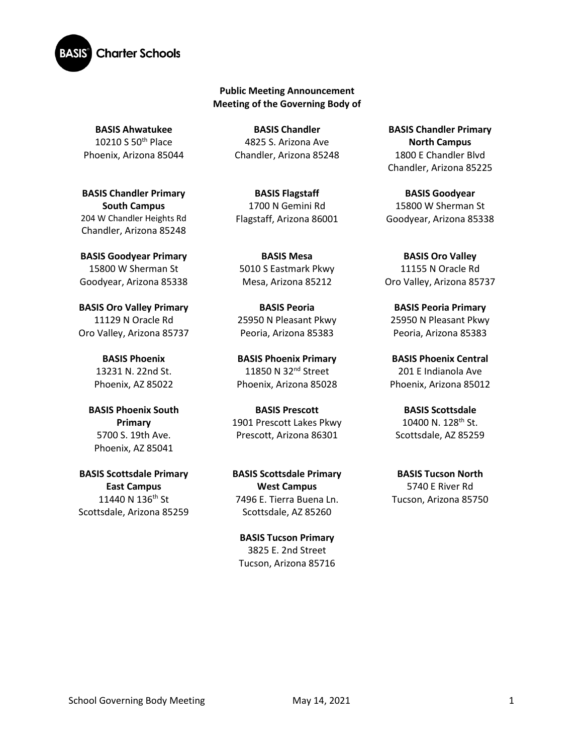**Public Meeting Announcement**
**Meeting of the Governing Body of**

**BASIS Ahwatukee**
10210 S 50th Place
Phoenix, Arizona 85044

**BASIS Chandler**
4825 S. Arizona Ave
Chandler, Arizona 85248

**BASIS Chandler Primary North Campus**
1800 E Chandler Blvd
Chandler, Arizona 85225

**BASIS Chandler Primary South Campus**
204 W Chandler Heights Rd
Chandler, Arizona 85248

**BASIS Flagstaff**
1700 N Gemini Rd
Flagstaff, Arizona 86001

**BASIS Goodyear**
15800 W Sherman St
Goodyear, Arizona 85338

**BASIS Goodyear Primary**
15800 W Sherman St
Goodyear, Arizona 85338

**BASIS Mesa**
5010 S Eastmark Pkwy
Mesa, Arizona 85212

**BASIS Oro Valley**
11155 N Oracle Rd
Oro Valley, Arizona 85737

**BASIS Oro Valley Primary**
11129 N Oracle Rd
Oro Valley, Arizona 85737

**BASIS Peoria**
25950 N Pleasant Pkwy
Peoria, Arizona 85383

**BASIS Peoria Primary**
25950 N Pleasant Pkwy
Peoria, Arizona 85383

**BASIS Phoenix**
13231 N. 22nd St.
Phoenix, AZ 85022

**BASIS Phoenix Primary**
11850 N 32nd Street
Phoenix, Arizona 85028

**BASIS Phoenix Central**
201 E Indianola Ave
Phoenix, Arizona 85012

**BASIS Phoenix South Primary**
5700 S. 19th Ave.
Phoenix, AZ 85041

**BASIS Prescott**
1901 Prescott Lakes Pkwy
Prescott, Arizona 86301

**BASIS Scottsdale**
10400 N. 128th St.
Scottsdale, AZ 85259

**BASIS Scottsdale Primary East Campus**
11440 N 136th St
Scottsdale, Arizona 85259

**BASIS Scottsdale Primary West Campus**
7496 E. Tierra Buena Ln.
Scottsdale, AZ 85260

**BASIS Tucson North**
5740 E River Rd
Tucson, Arizona 85750

**BASIS Tucson Primary**
3825 E. 2nd Street
Tucson, Arizona 85716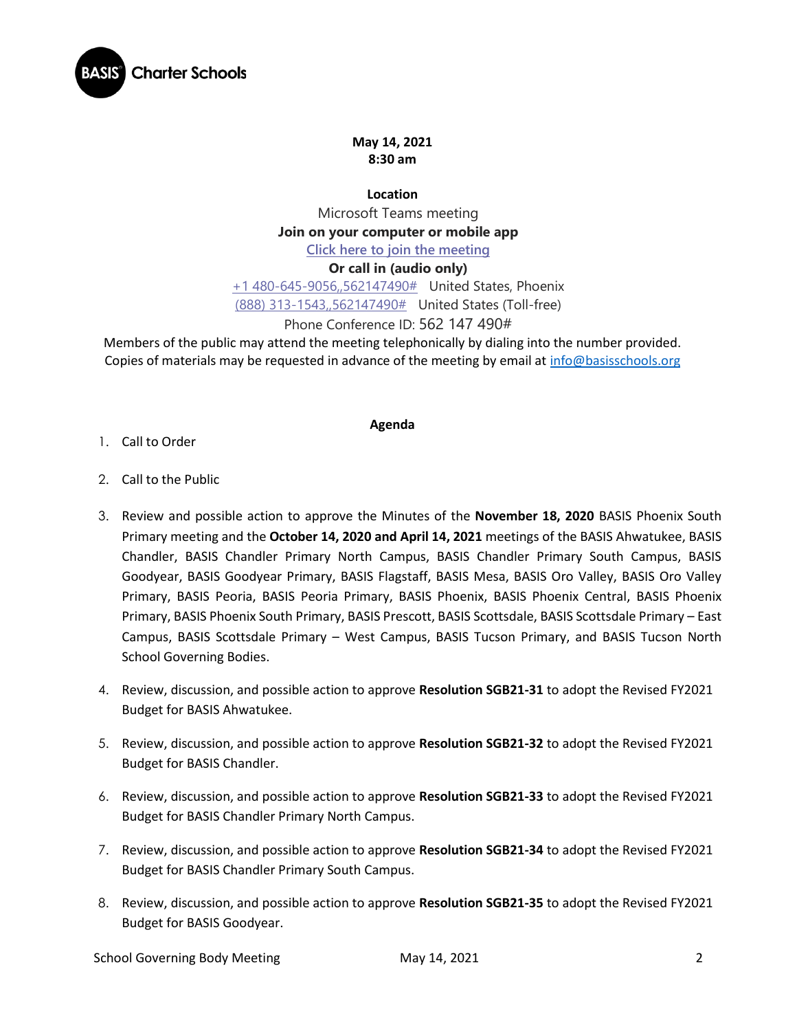BASIS Charter Schools

**May 14, 2021**
**8:30 am**

**Location**

Microsoft Teams meeting

**Join on your computer or mobile app**

Click here to join the meeting

**Or call in (audio only)**

+1 480-645-9056,,562147490# United States, Phoenix

(888) 313-1543,,562147490# United States (Toll-free)

Phone Conference ID: 562 147 490#

Members of the public may attend the meeting telephonically by dialing into the number provided. Copies of materials may be requested in advance of the meeting by email at info@basisschools.org

**Agenda**

1. Call to Order
2. Call to the Public
3. Review and possible action to approve the Minutes of the **November 18, 2020** BASIS Phoenix South Primary meeting and the **October 14, 2020 and April 14, 2021** meetings of the BASIS Ahwatukee, BASIS Chandler, BASIS Chandler Primary North Campus, BASIS Chandler Primary South Campus, BASIS Goodyear, BASIS Goodyear Primary, BASIS Flagstaff, BASIS Mesa, BASIS Oro Valley, BASIS Oro Valley Primary, BASIS Peoria, BASIS Peoria Primary, BASIS Phoenix, BASIS Phoenix Central, BASIS Phoenix Primary, BASIS Phoenix South Primary, BASIS Prescott, BASIS Scottsdale, BASIS Scottsdale Primary – East Campus, BASIS Scottsdale Primary – West Campus, BASIS Tucson Primary, and BASIS Tucson North School Governing Bodies.
4. Review, discussion, and possible action to approve **Resolution SGB21-31** to adopt the Revised FY2021 Budget for BASIS Ahwatukee.
5. Review, discussion, and possible action to approve **Resolution SGB21-32** to adopt the Revised FY2021 Budget for BASIS Chandler.
6. Review, discussion, and possible action to approve **Resolution SGB21-33** to adopt the Revised FY2021 Budget for BASIS Chandler Primary North Campus.
7. Review, discussion, and possible action to approve **Resolution SGB21-34** to adopt the Revised FY2021 Budget for BASIS Chandler Primary South Campus.
8. Review, discussion, and possible action to approve **Resolution SGB21-35** to adopt the Revised FY2021 Budget for BASIS Goodyear.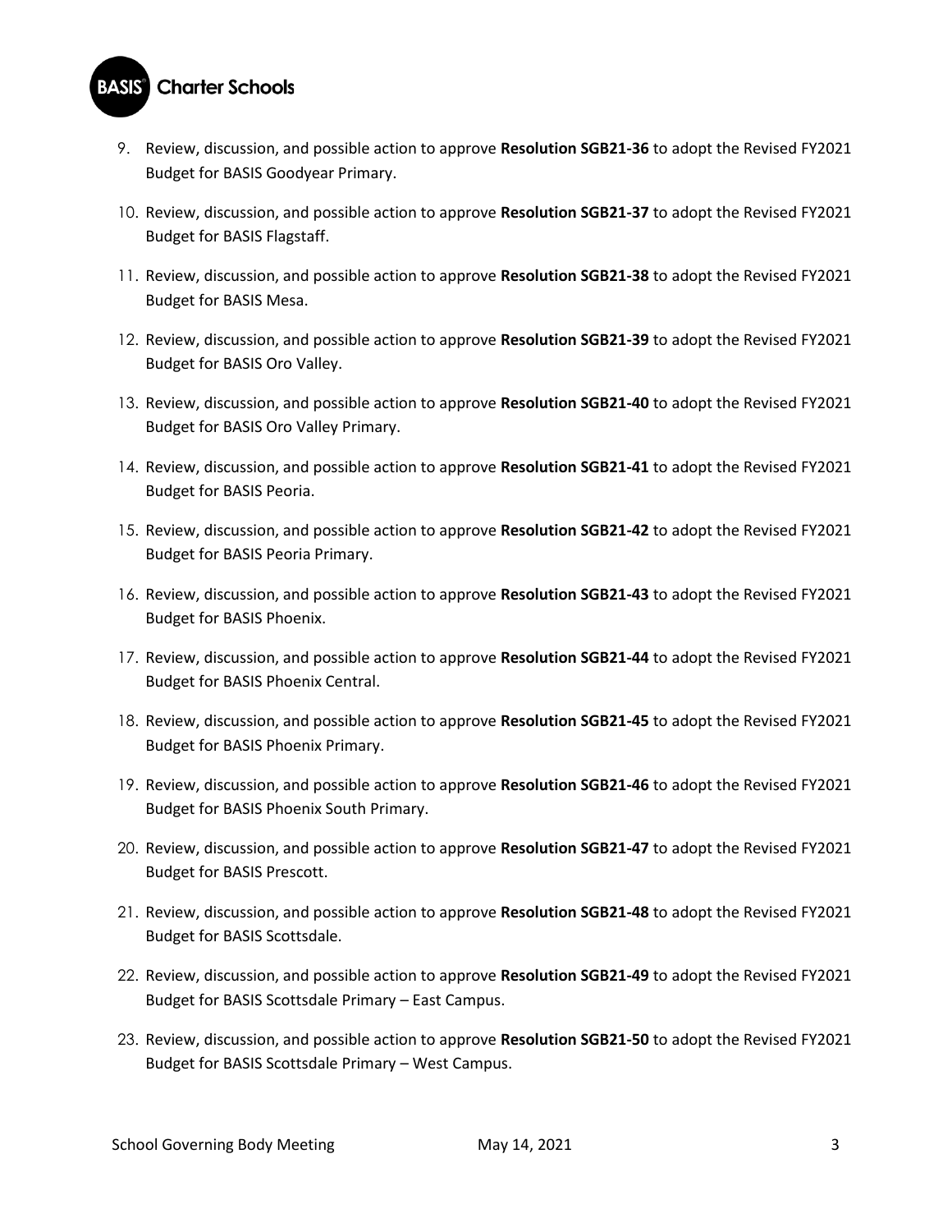9. Review, discussion, and possible action to approve **Resolution SGB21-36** to adopt the Revised FY2021 Budget for BASIS Goodyear Primary.
10. Review, discussion, and possible action to approve **Resolution SGB21-37** to adopt the Revised FY2021 Budget for BASIS Flagstaff.
11. Review, discussion, and possible action to approve **Resolution SGB21-38** to adopt the Revised FY2021 Budget for BASIS Mesa.
12. Review, discussion, and possible action to approve **Resolution SGB21-39** to adopt the Revised FY2021 Budget for BASIS Oro Valley.
13. Review, discussion, and possible action to approve **Resolution SGB21-40** to adopt the Revised FY2021 Budget for BASIS Oro Valley Primary.
14. Review, discussion, and possible action to approve **Resolution SGB21-41** to adopt the Revised FY2021 Budget for BASIS Peoria.
15. Review, discussion, and possible action to approve **Resolution SGB21-42** to adopt the Revised FY2021 Budget for BASIS Peoria Primary.
16. Review, discussion, and possible action to approve **Resolution SGB21-43** to adopt the Revised FY2021 Budget for BASIS Phoenix.
17. Review, discussion, and possible action to approve **Resolution SGB21-44** to adopt the Revised FY2021 Budget for BASIS Phoenix Central.
18. Review, discussion, and possible action to approve **Resolution SGB21-45** to adopt the Revised FY2021 Budget for BASIS Phoenix Primary.
19. Review, discussion, and possible action to approve **Resolution SGB21-46** to adopt the Revised FY2021 Budget for BASIS Phoenix South Primary.
20. Review, discussion, and possible action to approve **Resolution SGB21-47** to adopt the Revised FY2021 Budget for BASIS Prescott.
21. Review, discussion, and possible action to approve **Resolution SGB21-48** to adopt the Revised FY2021 Budget for BASIS Scottsdale.
22. Review, discussion, and possible action to approve **Resolution SGB21-49** to adopt the Revised FY2021 Budget for BASIS Scottsdale Primary – East Campus.
23. Review, discussion, and possible action to approve **Resolution SGB21-50** to adopt the Revised FY2021 Budget for BASIS Scottsdale Primary – West Campus.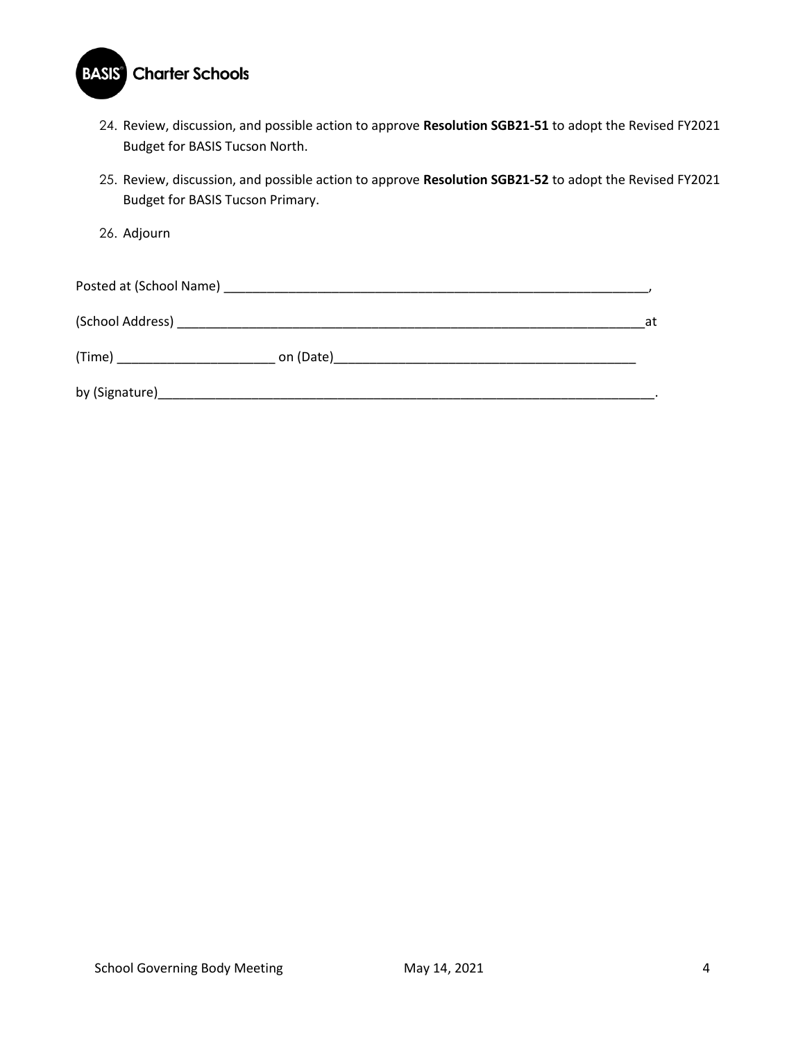24. Review, discussion, and possible action to approve **Resolution SGB21-51** to adopt the Revised FY2021 Budget for BASIS Tucson North.

25. Review, discussion, and possible action to approve **Resolution SGB21-52** to adopt the Revised FY2021 Budget for BASIS Tucson Primary.

26. Adjourn

Posted at (School Name) ______________________________________________________________,

(School Address) ____________________________________________________________________at

(Time) ______________________ on (Date)____________________________________________

by (Signature)_________________________________________________________________________.